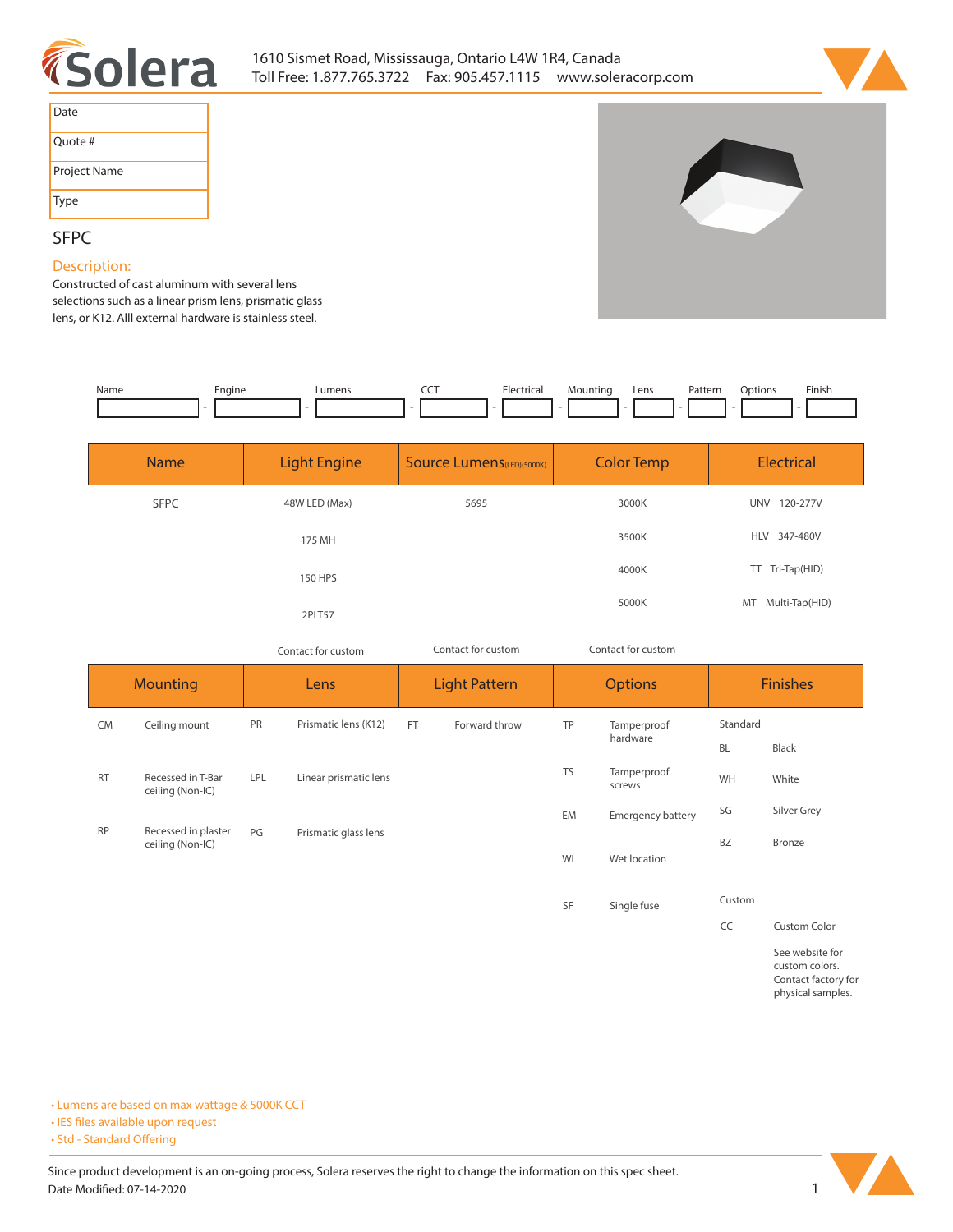1610 Sismet Road, Mississauga, Ontario L4W 1R4, Canada
Toll Free: 1.877.765.3722 Fax: 905.457.1115 www.soleracorp.com

| Date | |
|---|---|
| Quote # | |
| Project Name | |
| Type | |

# SFPC

## Description:

Constructed of cast aluminum with several lens selections such as a linear prism lens, prismatic glass lens, or K12. Alll external hardware is stainless steel.

| Name | Engine | Lumens | CCT | Electrical | Mounting | Lens | Pattern | Options | Finish |
|---|---|---|---|---|---|---|---|---|---|
| | | | | | | | | | |

| Name | Light Engine | Source Lumens (LED)(5000K) | Color Temp | Electrical |
|---|---|---|---|---|
| SFPC | 48W LED (Max) | 5695 | 3000K | UNV 120-277V |
| | 175 MH | | 3500K | HLV 347-480V |
| | 150 HPS | | 4000K | TT Tri-Tap(HID) |
| | 2PLT57 | | 5000K | MT Multi-Tap(HID) |
| | Contact for custom | Contact for custom | Contact for custom | |

| Mounting | | Lens | | Light Pattern | | Options | | Finishes | |
|---|---|---|---|---|---|---|---|---|---|
| CM | Ceiling mount | PR | Prismatic lens (K12) | FT | Forward throw | TP | Tamperproof hardware | Standard | |
| | | | | | | | | BL | Black |
| RT | Recessed in T-Bar ceiling (Non-IC) | LPL | Linear prismatic lens | | | TS | Tamperproof screws | WH | White |
| | | | | | | EM | Emergency battery | SG | Silver Grey |
| RP | Recessed in plaster ceiling (Non-IC) | PG | Prismatic glass lens | | | | | BZ | Bronze |
| | | | | | | WL | Wet location | | |
| | | | | | | SF | Single fuse | Custom | |
| | | | | | | | | CC | Custom Color |
| | | | | | | | | | See website for custom colors. Contact factory for physical samples. |

- Lumens are based on max wattage & 5000K CCT
- IES files available upon request
- Std - Standard Offering

Since product development is an on-going process, Solera reserves the right to change the information on this spec sheet.
Date Modified: 07-14-2020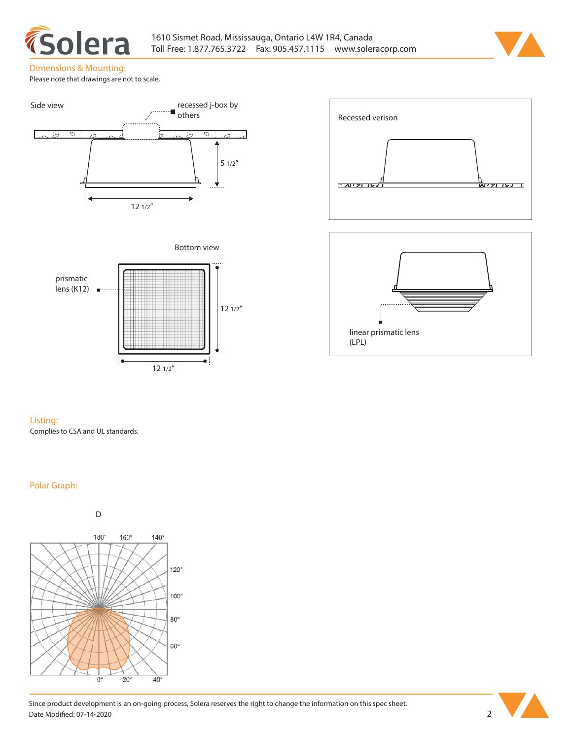1610 Sismet Road, Mississauga, Ontario L4W 1R4, Canada
Toll Free: 1.877.765.3722   Fax: 905.457.1115   www.soleracorp.com

## Dimensions & Mounting:

Please note that drawings are not to scale.

Side view

recessed j-box by others

5 1/2"

12 1/2"

Recessed verison

Bottom view

prismatic lens (K12)

12 1/2"

12 1/2"

linear prismatic lens (LPL)

## Listing:

Complies to CSA and UL standards.

## Polar Graph:

D

180° 160° 140°

120°

100°

80°

60°

0° 20° 40°

Since product development is an on-going process, Solera reserves the right to change the information on this spec sheet.
Date Modified: 07-14-2020